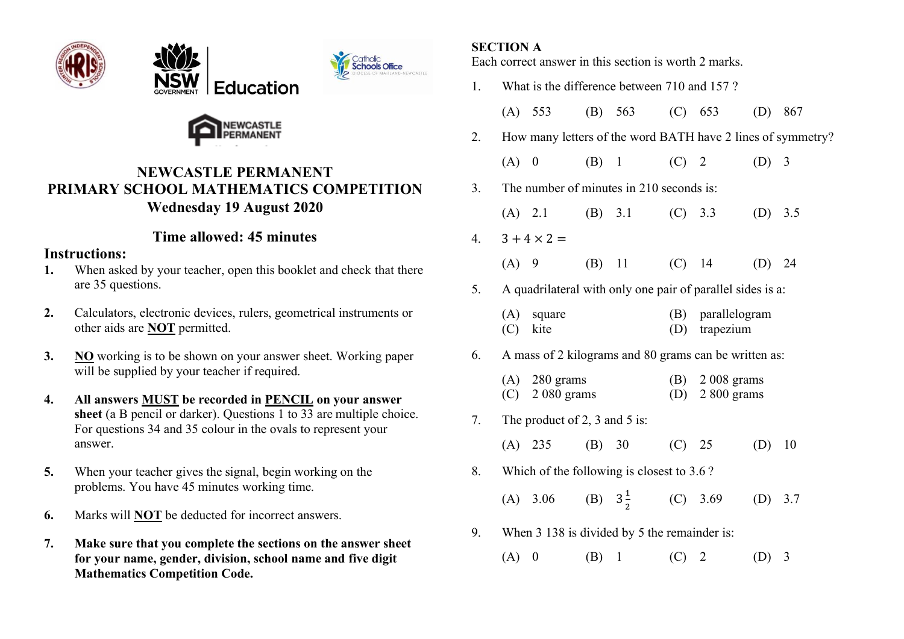# NEWCASTLE PERMANENT PRIMARY SCHOOL MATHEMATICS COMPETITION

## Wednesday 19 August 2020

## Time allowed: 45 minutes

### Instructions:

1. When asked by your teacher, open this booklet and check that there are 35 questions.
2. Calculators, electronic devices, rulers, geometrical instruments or other aids are **NOT** permitted.
3. **NO** working is to be shown on your answer sheet. Working paper will be supplied by your teacher if required.
4. **All answers MUST be recorded in PENCIL on your answer sheet** (a B pencil or darker). Questions 1 to 33 are multiple choice. For questions 34 and 35 colour in the ovals to represent your answer.
5. When your teacher gives the signal, begin working on the problems. You have 45 minutes working time.
6. Marks will **NOT** be deducted for incorrect answers.
7. **Make sure that you complete the sections on the answer sheet for your name, gender, division, school name and five digit Mathematics Competition Code.**

**SECTION A**

Each correct answer in this section is worth 2 marks.

1. What is the difference between 710 and 157 ?

   (A) 553 (B) 563 (C) 653 (D) 867

2. How many letters of the word BATH have 2 lines of symmetry?

   (A) 0 (B) 1 (C) 2 (D) 3

3. The number of minutes in 210 seconds is:

   (A) 2.1 (B) 3.1 (C) 3.3 (D) 3.5

4. $3 + 4 \times 2 =$

   (A) 9 (B) 11 (C) 14 (D) 24

5. A quadrilateral with only one pair of parallel sides is a:

   (A) square (B) parallelogram
   (C) kite (D) trapezium

6. A mass of 2 kilograms and 80 grams can be written as:

   (A) 280 grams (B) 2 008 grams
   (C) 2 080 grams (D) 2 800 grams

7. The product of 2, 3 and 5 is:

   (A) 235 (B) 30 (C) 25 (D) 10

8. Which of the following is closest to 3.6 ?

   (A) 3.06 (B) $3\frac{1}{2}$ (C) 3.69 (D) 3.7

9. When 3 138 is divided by 5 the remainder is:

   (A) 0 (B) 1 (C) 2 (D) 3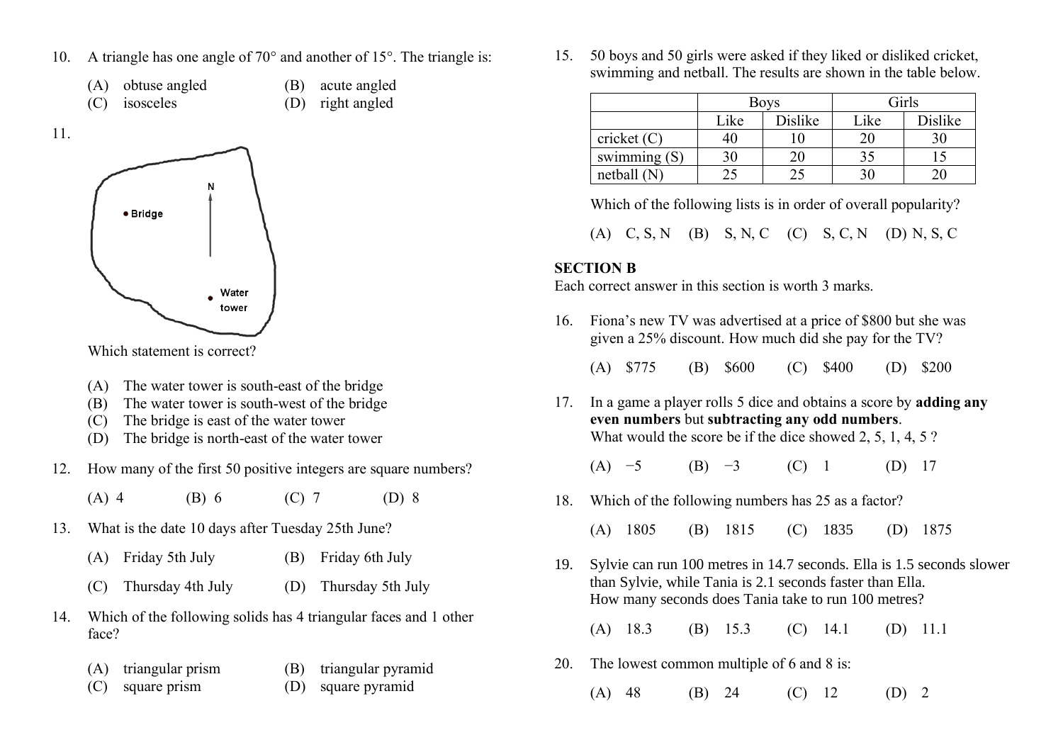10. A triangle has one angle of 70° and another of 15°. The triangle is:

    (A) obtuse angled  (B) acute angled
    (C) isosceles  (D) right angled

11.

    Which statement is correct?

    (A) The water tower is south-east of the bridge
    (B) The water tower is south-west of the bridge
    (C) The bridge is east of the water tower
    (D) The bridge is north-east of the water tower

12. How many of the first 50 positive integers are square numbers?

    (A) 4  (B) 6  (C) 7  (D) 8

13. What is the date 10 days after Tuesday 25th June?

    (A) Friday 5th July  (B) Friday 6th July
    (C) Thursday 4th July  (D) Thursday 5th July

14. Which of the following solids has 4 triangular faces and 1 other face?

    (A) triangular prism  (B) triangular pyramid
    (C) square prism  (D) square pyramid

15. 50 boys and 50 girls were asked if they liked or disliked cricket, swimming and netball. The results are shown in the table below.

|  | Boys |  | Girls |  |
|---|---|---|---|---|
|  | Like | Dislike | Like | Dislike |
| cricket (C) | 40 | 10 | 20 | 30 |
| swimming (S) | 30 | 20 | 35 | 15 |
| netball (N) | 25 | 25 | 30 | 20 |

    Which of the following lists is in order of overall popularity?

    (A) C, S, N  (B) S, N, C  (C) S, C, N  (D) N, S, C

## SECTION B

Each correct answer in this section is worth 3 marks.

16. Fiona's new TV was advertised at a price of $800 but she was given a 25% discount. How much did she pay for the TV?

    (A) $775  (B) $600  (C) $400  (D) $200

17. In a game a player rolls 5 dice and obtains a score by **adding any even numbers** but **subtracting any odd numbers**.
    What would the score be if the dice showed 2, 5, 1, 4, 5 ?

    (A) $-5$  (B) $-3$  (C) 1  (D) 17

18. Which of the following numbers has 25 as a factor?

    (A) 1805  (B) 1815  (C) 1835  (D) 1875

19. Sylvie can run 100 metres in 14.7 seconds. Ella is 1.5 seconds slower than Sylvie, while Tania is 2.1 seconds faster than Ella.
    How many seconds does Tania take to run 100 metres?

    (A) 18.3  (B) 15.3  (C) 14.1  (D) 11.1

20. The lowest common multiple of 6 and 8 is:

    (A) 48  (B) 24  (C) 12  (D) 2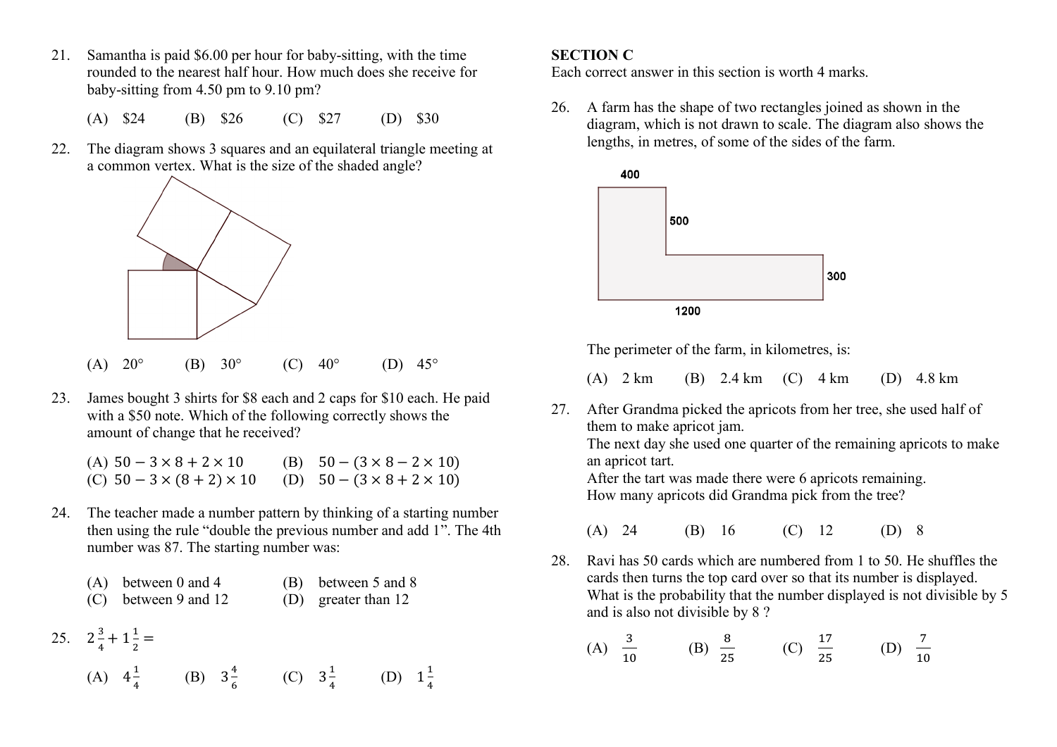21. Samantha is paid \$6.00 per hour for baby-sitting, with the time rounded to the nearest half hour. How much does she receive for baby-sitting from 4.50 pm to 9.10 pm?

    (A) \$24 (B) \$26 (C) \$27 (D) \$30

22. The diagram shows 3 squares and an equilateral triangle meeting at a common vertex. What is the size of the shaded angle?

    (A) 20° (B) 30° (C) 40° (D) 45°

23. James bought 3 shirts for \$8 each and 2 caps for \$10 each. He paid with a \$50 note. Which of the following correctly shows the amount of change that he received?

    (A) $50 - 3 \times 8 + 2 \times 10$ (B) $50 - (3 \times 8 - 2 \times 10)$
    (C) $50 - 3 \times (8 + 2) \times 10$ (D) $50 - (3 \times 8 + 2 \times 10)$

24. The teacher made a number pattern by thinking of a starting number then using the rule "double the previous number and add 1". The 4th number was 87. The starting number was:

    (A) between 0 and 4 (B) between 5 and 8
    (C) between 9 and 12 (D) greater than 12

25. $2\frac{3}{4} + 1\frac{1}{2} =$

    (A) $4\frac{1}{4}$ (B) $3\frac{4}{6}$ (C) $3\frac{1}{4}$ (D) $1\frac{1}{4}$

**SECTION C**

Each correct answer in this section is worth 4 marks.

26. A farm has the shape of two rectangles joined as shown in the diagram, which is not drawn to scale. The diagram also shows the lengths, in metres, of some of the sides of the farm.

    400, 500, 300, 1200

    The perimeter of the farm, in kilometres, is:

    (A) 2 km (B) 2.4 km (C) 4 km (D) 4.8 km

27. After Grandma picked the apricots from her tree, she used half of them to make apricot jam.
    The next day she used one quarter of the remaining apricots to make an apricot tart.
    After the tart was made there were 6 apricots remaining.
    How many apricots did Grandma pick from the tree?

    (A) 24 (B) 16 (C) 12 (D) 8

28. Ravi has 50 cards which are numbered from 1 to 50. He shuffles the cards then turns the top card over so that its number is displayed. What is the probability that the number displayed is not divisible by 5 and is also not divisible by 8 ?

    (A) $\frac{3}{10}$ (B) $\frac{8}{25}$ (C) $\frac{17}{25}$ (D) $\frac{7}{10}$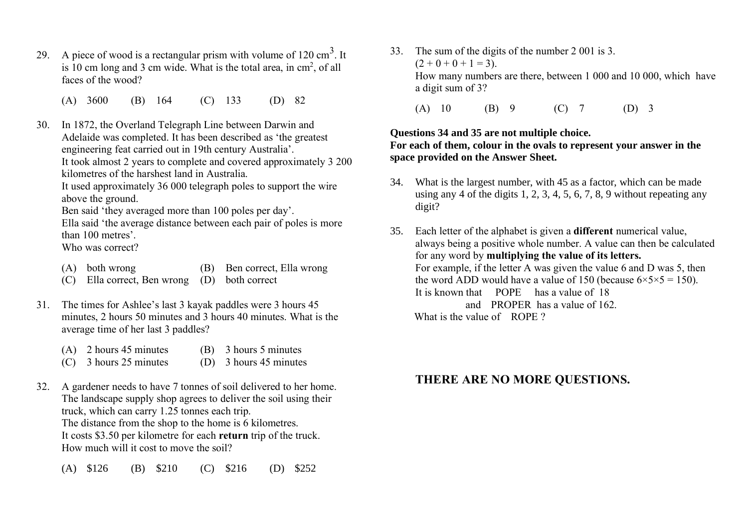29. A piece of wood is a rectangular prism with volume of 120 $cm^3$. It is 10 cm long and 3 cm wide. What is the total area, in $cm^2$, of all faces of the wood?

    (A) 3600 (B) 164 (C) 133 (D) 82

30. In 1872, the Overland Telegraph Line between Darwin and Adelaide was completed. It has been described as 'the greatest engineering feat carried out in 19th century Australia'.
    It took almost 2 years to complete and covered approximately 3 200 kilometres of the harshest land in Australia.
    It used approximately 36 000 telegraph poles to support the wire above the ground.
    Ben said 'they averaged more than 100 poles per day'.
    Ella said 'the average distance between each pair of poles is more than 100 metres'.
    Who was correct?

    (A) both wrong (B) Ben correct, Ella wrong
    (C) Ella correct, Ben wrong (D) both correct

31. The times for Ashlee's last 3 kayak paddles were 3 hours 45 minutes, 2 hours 50 minutes and 3 hours 40 minutes. What is the average time of her last 3 paddles?

    (A) 2 hours 45 minutes (B) 3 hours 5 minutes
    (C) 3 hours 25 minutes (D) 3 hours 45 minutes

32. A gardener needs to have 7 tonnes of soil delivered to her home. The landscape supply shop agrees to deliver the soil using their truck, which can carry 1.25 tonnes each trip.
    The distance from the shop to the home is 6 kilometres.
    It costs $3.50 per kilometre for each **return** trip of the truck.
    How much will it cost to move the soil?

    (A) $126 (B) $210 (C) $216 (D) $252

33. The sum of the digits of the number 2 001 is 3.
    (2 + 0 + 0 + 1 = 3).
    How many numbers are there, between 1 000 and 10 000, which have a digit sum of 3?

    (A) 10 (B) 9 (C) 7 (D) 3

**Questions 34 and 35 are not multiple choice.**
**For each of them, colour in the ovals to represent your answer in the space provided on the Answer Sheet.**

34. What is the largest number, with 45 as a factor, which can be made using any 4 of the digits 1, 2, 3, 4, 5, 6, 7, 8, 9 without repeating any digit?

35. Each letter of the alphabet is given a **different** numerical value, always being a positive whole number. A value can then be calculated for any word by **multiplying the value of its letters.**
    For example, if the letter A was given the value 6 and D was 5, then the word ADD would have a value of 150 (because 6×5×5 = 150).
    It is known that POPE has a value of 18
    and PROPER has a value of 162.
    What is the value of ROPE ?

**THERE ARE NO MORE QUESTIONS.**